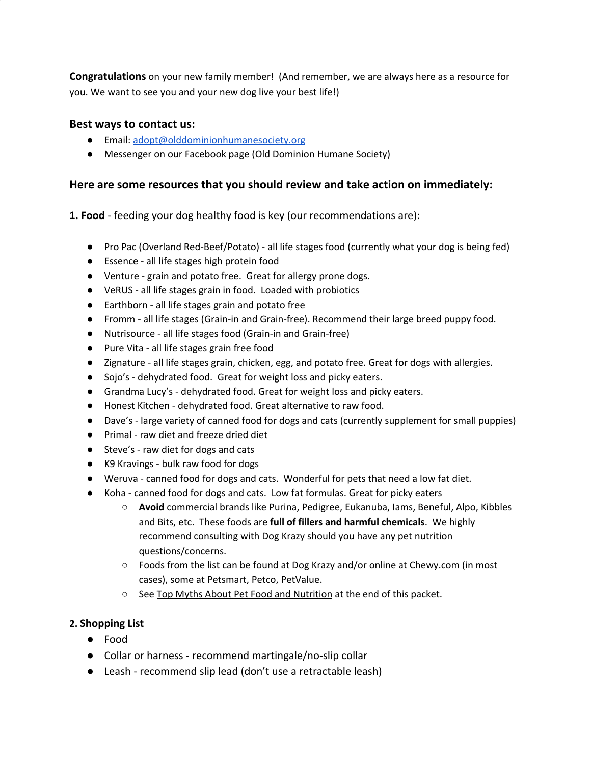**Congratulations** on your new family member! (And remember, we are always here as a resource for you. We want to see you and your new dog live your best life!)

### Best ways to contact us:

- Email: [adopt@olddominionhumanesociety.org](mailto:adopt@olddominionhumanesociety.org)
- Messenger on our Facebook page (Old Dominion Humane Society)

### Here are some resources that you should review and take action on immediately:

**1. Food** - feeding your dog healthy food is key (our recommendations are):

- Pro Pac (Overland Red-Beef/Potato) - all life stages food (currently what your dog is being fed)
- Essence - all life stages high protein food
- Venture - grain and potato free. Great for allergy prone dogs.
- VeRUS - all life stages grain in food. Loaded with probiotics
- Earthborn - all life stages grain and potato free
- Fromm - all life stages (Grain-in and Grain-free). Recommend their large breed puppy food.
- Nutrisource - all life stages food (Grain-in and Grain-free)
- Pure Vita - all life stages grain free food
- Zignature - all life stages grain, chicken, egg, and potato free. Great for dogs with allergies.
- Sojo's - dehydrated food. Great for weight loss and picky eaters.
- Grandma Lucy's - dehydrated food. Great for weight loss and picky eaters.
- Honest Kitchen - dehydrated food. Great alternative to raw food.
- Dave's - large variety of canned food for dogs and cats (currently supplement for small puppies)
- Primal - raw diet and freeze dried diet
- Steve's - raw diet for dogs and cats
- K9 Kravings - bulk raw food for dogs
- Weruva - canned food for dogs and cats. Wonderful for pets that need a low fat diet.
- Koha - canned food for dogs and cats. Low fat formulas. Great for picky eaters
  - **Avoid** commercial brands like Purina, Pedigree, Eukanuba, Iams, Beneful, Alpo, Kibbles and Bits, etc. These foods are **full of fillers and harmful chemicals**. We highly recommend consulting with Dog Krazy should you have any pet nutrition questions/concerns.
  - Foods from the list can be found at Dog Krazy and/or online at Chewy.com (in most cases), some at Petsmart, Petco, PetValue.
  - See Top Myths About Pet Food and Nutrition at the end of this packet.

**2. Shopping List**

- Food
- Collar or harness - recommend martingale/no-slip collar
- Leash - recommend slip lead (don't use a retractable leash)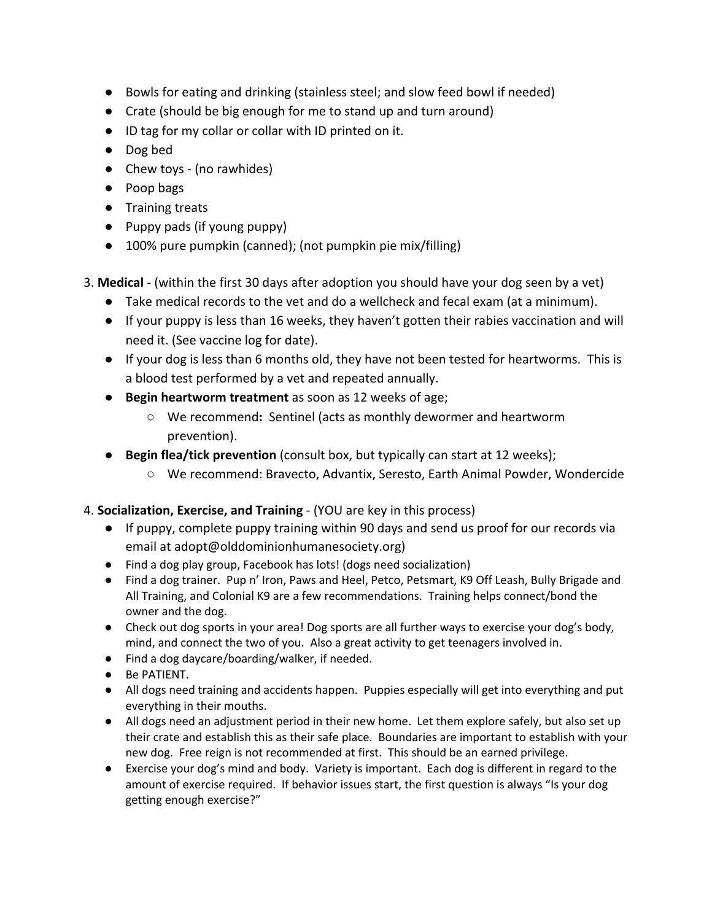- Bowls for eating and drinking (stainless steel; and slow feed bowl if needed)
- Crate (should be big enough for me to stand up and turn around)
- ID tag for my collar or collar with ID printed on it.
- Dog bed
- Chew toys - (no rawhides)
- Poop bags
- Training treats
- Puppy pads (if young puppy)
- 100% pure pumpkin (canned); (not pumpkin pie mix/filling)

3. **Medical** - (within the first 30 days after adoption you should have your dog seen by a vet)
   - Take medical records to the vet and do a wellcheck and fecal exam (at a minimum).
   - If your puppy is less than 16 weeks, they haven't gotten their rabies vaccination and will need it. (See vaccine log for date).
   - If your dog is less than 6 months old, they have not been tested for heartworms. This is a blood test performed by a vet and repeated annually.
   - **Begin heartworm treatment** as soon as 12 weeks of age;
     - We recommend**:** Sentinel (acts as monthly dewormer and heartworm prevention).
   - **Begin flea/tick prevention** (consult box, but typically can start at 12 weeks);
     - We recommend: Bravecto, Advantix, Seresto, Earth Animal Powder, Wondercide

4. **Socialization, Exercise, and Training** - (YOU are key in this process)
   - If puppy, complete puppy training within 90 days and send us proof for our records via email at adopt@olddominionhumanesociety.org)
   - Find a dog play group, Facebook has lots! (dogs need socialization)
   - Find a dog trainer. Pup n' Iron, Paws and Heel, Petco, Petsmart, K9 Off Leash, Bully Brigade and All Training, and Colonial K9 are a few recommendations. Training helps connect/bond the owner and the dog.
   - Check out dog sports in your area! Dog sports are all further ways to exercise your dog's body, mind, and connect the two of you. Also a great activity to get teenagers involved in.
   - Find a dog daycare/boarding/walker, if needed.
   - Be PATIENT.
   - All dogs need training and accidents happen. Puppies especially will get into everything and put everything in their mouths.
   - All dogs need an adjustment period in their new home. Let them explore safely, but also set up their crate and establish this as their safe place. Boundaries are important to establish with your new dog. Free reign is not recommended at first. This should be an earned privilege.
   - Exercise your dog's mind and body. Variety is important. Each dog is different in regard to the amount of exercise required. If behavior issues start, the first question is always "Is your dog getting enough exercise?"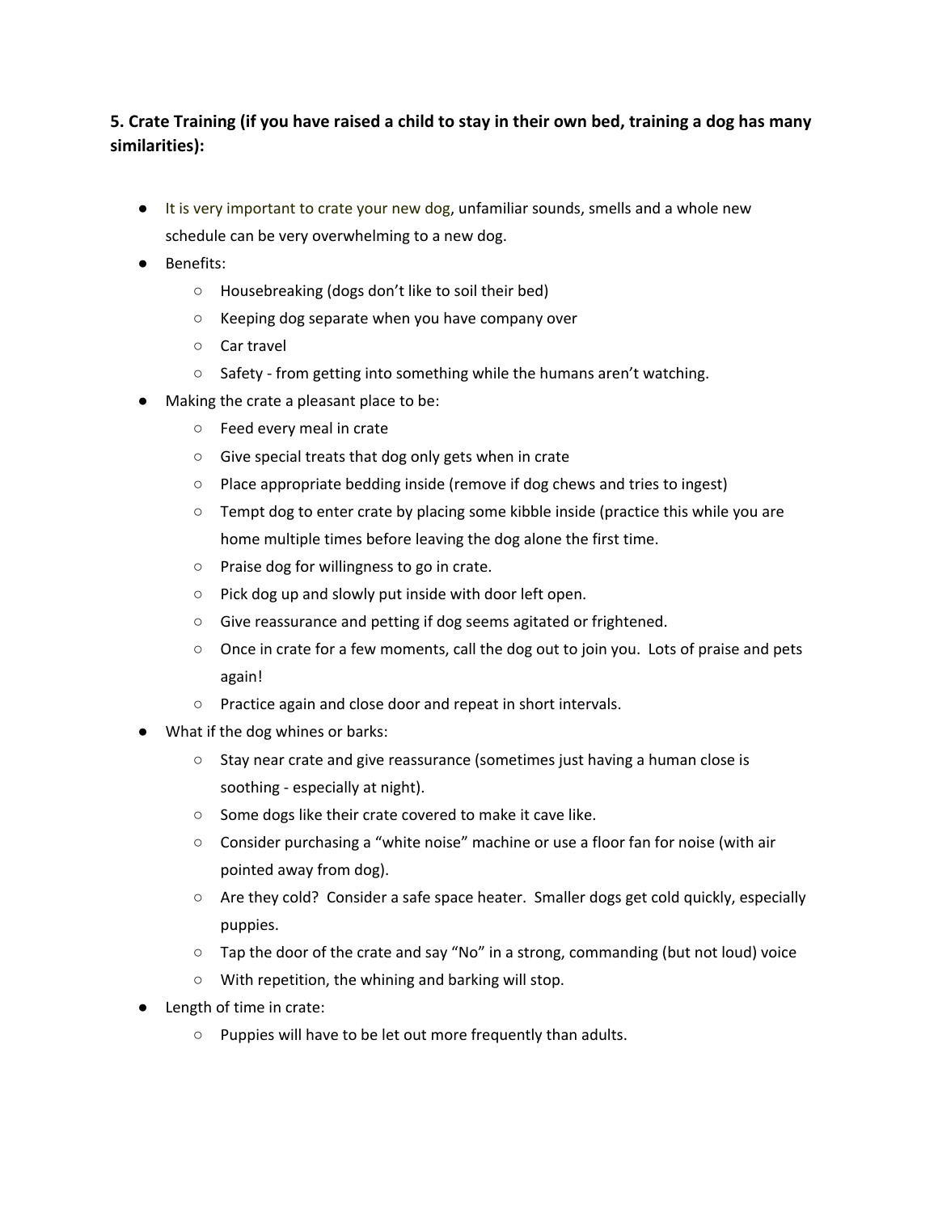**5. Crate Training (if you have raised a child to stay in their own bed, training a dog has many similarities):**

- It is very important to crate your new dog, unfamiliar sounds, smells and a whole new schedule can be very overwhelming to a new dog.
- Benefits:
  - Housebreaking (dogs don't like to soil their bed)
  - Keeping dog separate when you have company over
  - Car travel
  - Safety - from getting into something while the humans aren't watching.
- Making the crate a pleasant place to be:
  - Feed every meal in crate
  - Give special treats that dog only gets when in crate
  - Place appropriate bedding inside (remove if dog chews and tries to ingest)
  - Tempt dog to enter crate by placing some kibble inside (practice this while you are home multiple times before leaving the dog alone the first time.
  - Praise dog for willingness to go in crate.
  - Pick dog up and slowly put inside with door left open.
  - Give reassurance and petting if dog seems agitated or frightened.
  - Once in crate for a few moments, call the dog out to join you. Lots of praise and pets again!
  - Practice again and close door and repeat in short intervals.
- What if the dog whines or barks:
  - Stay near crate and give reassurance (sometimes just having a human close is soothing - especially at night).
  - Some dogs like their crate covered to make it cave like.
  - Consider purchasing a "white noise" machine or use a floor fan for noise (with air pointed away from dog).
  - Are they cold? Consider a safe space heater. Smaller dogs get cold quickly, especially puppies.
  - Tap the door of the crate and say "No" in a strong, commanding (but not loud) voice
  - With repetition, the whining and barking will stop.
- Length of time in crate:
  - Puppies will have to be let out more frequently than adults.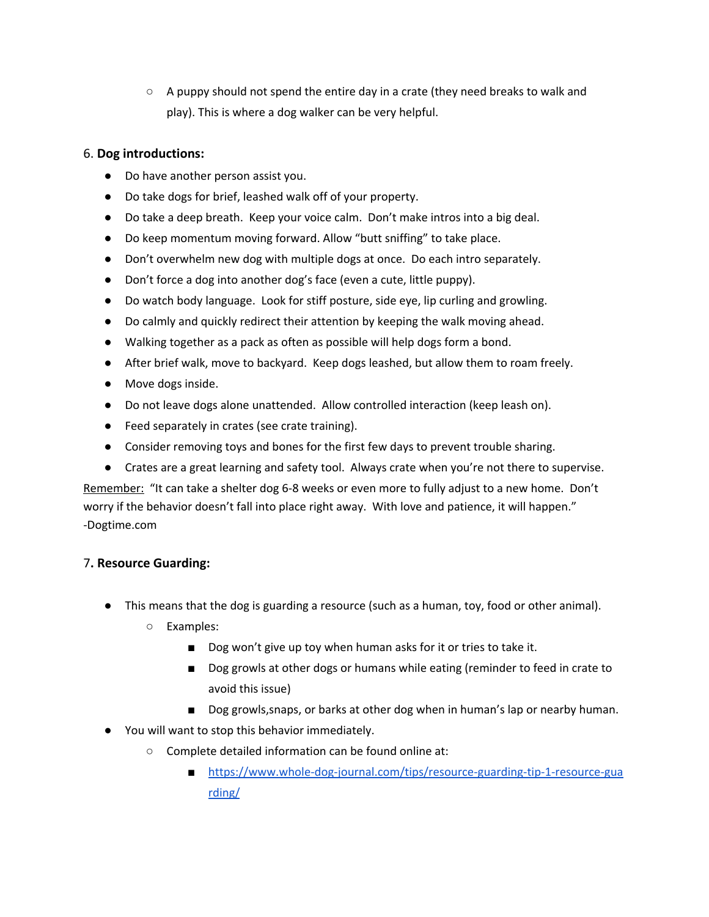- A puppy should not spend the entire day in a crate (they need breaks to walk and play). This is where a dog walker can be very helpful.

6. **Dog introductions:**

- Do have another person assist you.
- Do take dogs for brief, leashed walk off of your property.
- Do take a deep breath. Keep your voice calm. Don't make intros into a big deal.
- Do keep momentum moving forward. Allow "butt sniffing" to take place.
- Don't overwhelm new dog with multiple dogs at once. Do each intro separately.
- Don't force a dog into another dog's face (even a cute, little puppy).
- Do watch body language. Look for stiff posture, side eye, lip curling and growling.
- Do calmly and quickly redirect their attention by keeping the walk moving ahead.
- Walking together as a pack as often as possible will help dogs form a bond.
- After brief walk, move to backyard. Keep dogs leashed, but allow them to roam freely.
- Move dogs inside.
- Do not leave dogs alone unattended. Allow controlled interaction (keep leash on).
- Feed separately in crates (see crate training).
- Consider removing toys and bones for the first few days to prevent trouble sharing.
- Crates are a great learning and safety tool. Always crate when you're not there to supervise.

<u>Remember:</u> "It can take a shelter dog 6-8 weeks or even more to fully adjust to a new home. Don't worry if the behavior doesn't fall into place right away. With love and patience, it will happen." -Dogtime.com

7. **Resource Guarding:**

- This means that the dog is guarding a resource (such as a human, toy, food or other animal).
    - Examples:
        - Dog won't give up toy when human asks for it or tries to take it.
        - Dog growls at other dogs or humans while eating (reminder to feed in crate to avoid this issue)
        - Dog growls,snaps, or barks at other dog when in human's lap or nearby human.
- You will want to stop this behavior immediately.
    - Complete detailed information can be found online at:
        - [https://www.whole-dog-journal.com/tips/resource-guarding-tip-1-resource-guarding/](https://www.whole-dog-journal.com/tips/resource-guarding-tip-1-resource-guarding/)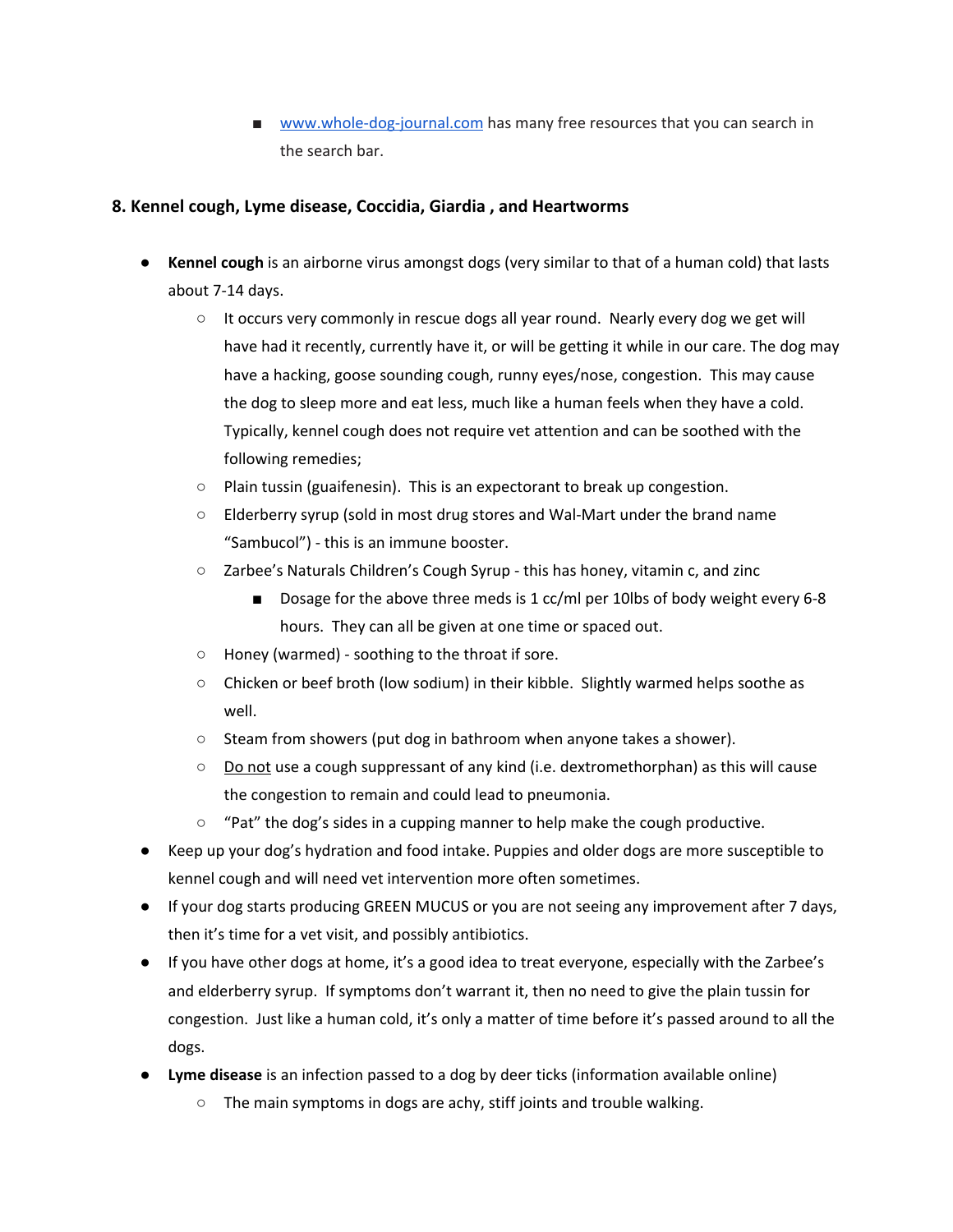- [www.whole-dog-journal.com](http://www.whole-dog-journal.com) has many free resources that you can search in the search bar.

## 8. Kennel cough, Lyme disease, Coccidia, Giardia , and Heartworms

- **Kennel cough** is an airborne virus amongst dogs (very similar to that of a human cold) that lasts about 7-14 days.
    - It occurs very commonly in rescue dogs all year round. Nearly every dog we get will have had it recently, currently have it, or will be getting it while in our care. The dog may have a hacking, goose sounding cough, runny eyes/nose, congestion. This may cause the dog to sleep more and eat less, much like a human feels when they have a cold. Typically, kennel cough does not require vet attention and can be soothed with the following remedies;
    - Plain tussin (guaifenesin). This is an expectorant to break up congestion.
    - Elderberry syrup (sold in most drug stores and Wal-Mart under the brand name "Sambucol") - this is an immune booster.
    - Zarbee's Naturals Children's Cough Syrup - this has honey, vitamin c, and zinc
        - Dosage for the above three meds is 1 cc/ml per 10lbs of body weight every 6-8 hours. They can all be given at one time or spaced out.
    - Honey (warmed) - soothing to the throat if sore.
    - Chicken or beef broth (low sodium) in their kibble. Slightly warmed helps soothe as well.
    - Steam from showers (put dog in bathroom when anyone takes a shower).
    - <u>Do not</u> use a cough suppressant of any kind (i.e. dextromethorphan) as this will cause the congestion to remain and could lead to pneumonia.
    - "Pat" the dog's sides in a cupping manner to help make the cough productive.
- Keep up your dog's hydration and food intake. Puppies and older dogs are more susceptible to kennel cough and will need vet intervention more often sometimes.
- If your dog starts producing GREEN MUCUS or you are not seeing any improvement after 7 days, then it's time for a vet visit, and possibly antibiotics.
- If you have other dogs at home, it's a good idea to treat everyone, especially with the Zarbee's and elderberry syrup. If symptoms don't warrant it, then no need to give the plain tussin for congestion. Just like a human cold, it's only a matter of time before it's passed around to all the dogs.
- **Lyme disease** is an infection passed to a dog by deer ticks (information available online)
    - The main symptoms in dogs are achy, stiff joints and trouble walking.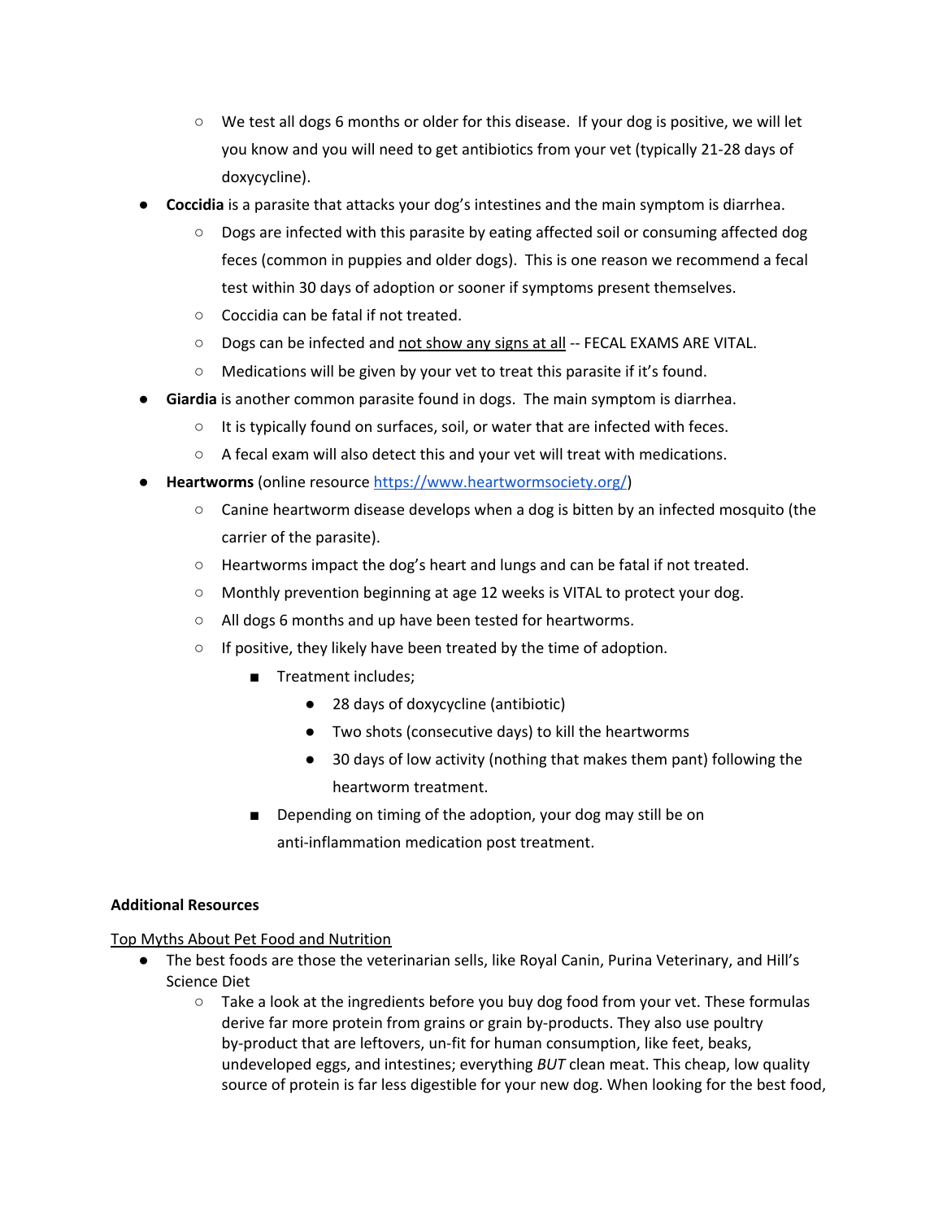- We test all dogs 6 months or older for this disease. If your dog is positive, we will let you know and you will need to get antibiotics from your vet (typically 21-28 days of doxycycline).
- **Coccidia** is a parasite that attacks your dog's intestines and the main symptom is diarrhea.
    - Dogs are infected with this parasite by eating affected soil or consuming affected dog feces (common in puppies and older dogs). This is one reason we recommend a fecal test within 30 days of adoption or sooner if symptoms present themselves.
    - Coccidia can be fatal if not treated.
    - Dogs can be infected and <u>not show any signs at all</u> -- FECAL EXAMS ARE VITAL.
    - Medications will be given by your vet to treat this parasite if it's found.
- **Giardia** is another common parasite found in dogs. The main symptom is diarrhea.
    - It is typically found on surfaces, soil, or water that are infected with feces.
    - A fecal exam will also detect this and your vet will treat with medications.
- **Heartworms** (online resource https://www.heartwormsociety.org/)
    - Canine heartworm disease develops when a dog is bitten by an infected mosquito (the carrier of the parasite).
    - Heartworms impact the dog's heart and lungs and can be fatal if not treated.
    - Monthly prevention beginning at age 12 weeks is VITAL to protect your dog.
    - All dogs 6 months and up have been tested for heartworms.
    - If positive, they likely have been treated by the time of adoption.
        - Treatment includes;
            - 28 days of doxycycline (antibiotic)
            - Two shots (consecutive days) to kill the heartworms
            - 30 days of low activity (nothing that makes them pant) following the heartworm treatment.
        - Depending on timing of the adoption, your dog may still be on anti-inflammation medication post treatment.

**Additional Resources**

<u>Top Myths About Pet Food and Nutrition</u>

- The best foods are those the veterinarian sells, like Royal Canin, Purina Veterinary, and Hill's Science Diet
    - Take a look at the ingredients before you buy dog food from your vet. These formulas derive far more protein from grains or grain by-products. They also use poultry by-product that are leftovers, un-fit for human consumption, like feet, beaks, undeveloped eggs, and intestines; everything *BUT* clean meat. This cheap, low quality source of protein is far less digestible for your new dog. When looking for the best food,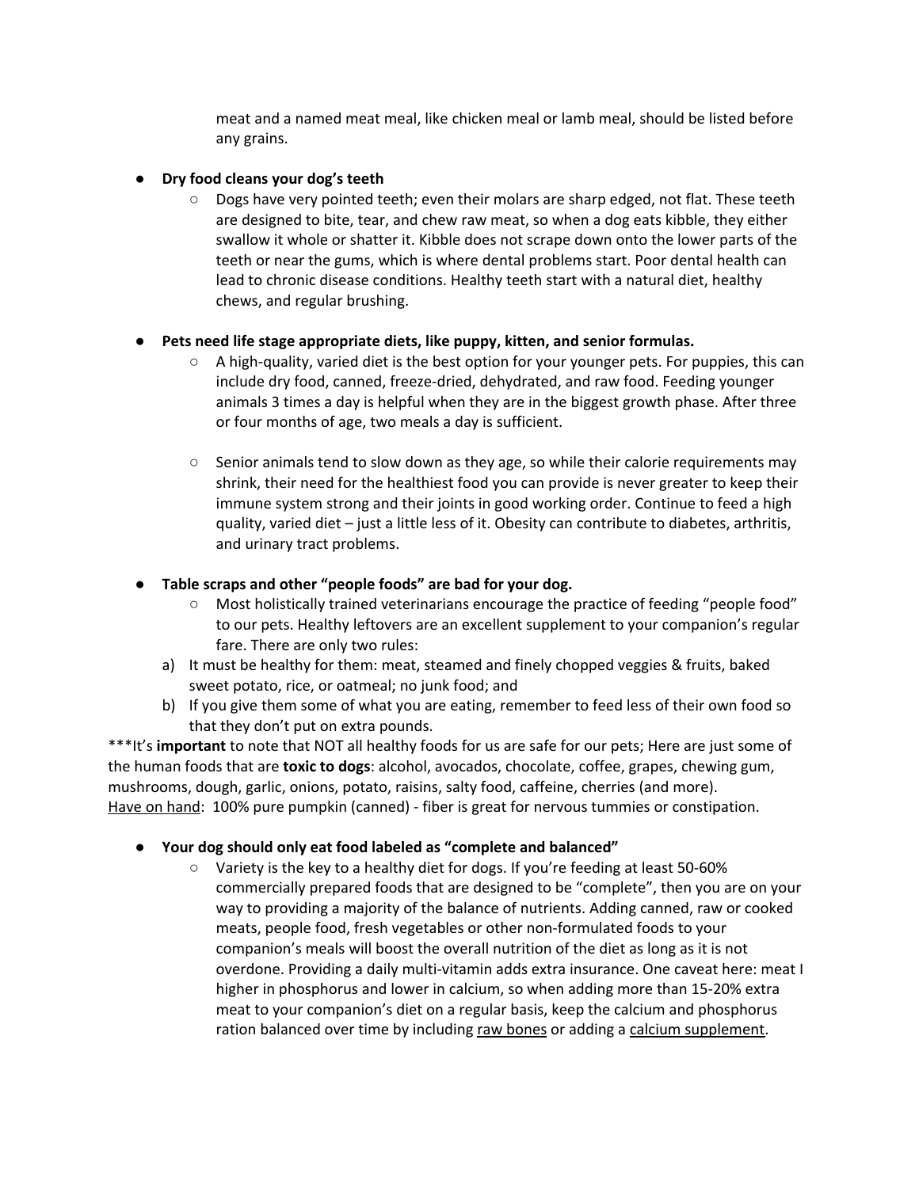meat and a named meat meal, like chicken meal or lamb meal, should be listed before any grains.

- **Dry food cleans your dog's teeth**
    - Dogs have very pointed teeth; even their molars are sharp edged, not flat. These teeth are designed to bite, tear, and chew raw meat, so when a dog eats kibble, they either swallow it whole or shatter it. Kibble does not scrape down onto the lower parts of the teeth or near the gums, which is where dental problems start. Poor dental health can lead to chronic disease conditions. Healthy teeth start with a natural diet, healthy chews, and regular brushing.

- **Pets need life stage appropriate diets, like puppy, kitten, and senior formulas.**
    - A high-quality, varied diet is the best option for your younger pets. For puppies, this can include dry food, canned, freeze-dried, dehydrated, and raw food. Feeding younger animals 3 times a day is helpful when they are in the biggest growth phase. After three or four months of age, two meals a day is sufficient.

    - Senior animals tend to slow down as they age, so while their calorie requirements may shrink, their need for the healthiest food you can provide is never greater to keep their immune system strong and their joints in good working order. Continue to feed a high quality, varied diet – just a little less of it. Obesity can contribute to diabetes, arthritis, and urinary tract problems.

- **Table scraps and other "people foods" are bad for your dog.**
    - Most holistically trained veterinarians encourage the practice of feeding "people food" to our pets. Healthy leftovers are an excellent supplement to your companion's regular fare. There are only two rules:

a) It must be healthy for them: meat, steamed and finely chopped veggies & fruits, baked sweet potato, rice, or oatmeal; no junk food; and

b) If you give them some of what you are eating, remember to feed less of their own food so that they don't put on extra pounds.

***It's **important** to note that NOT all healthy foods for us are safe for our pets; Here are just some of the human foods that are **toxic to dogs**: alcohol, avocados, chocolate, coffee, grapes, chewing gum, mushrooms, dough, garlic, onions, potato, raisins, salty food, caffeine, cherries (and more).
<u>Have on hand</u>: 100% pure pumpkin (canned) - fiber is great for nervous tummies or constipation.

- **Your dog should only eat food labeled as "complete and balanced"**
    - Variety is the key to a healthy diet for dogs. If you're feeding at least 50-60% commercially prepared foods that are designed to be "complete", then you are on your way to providing a majority of the balance of nutrients. Adding canned, raw or cooked meats, people food, fresh vegetables or other non-formulated foods to your companion's meals will boost the overall nutrition of the diet as long as it is not overdone. Providing a daily multi-vitamin adds extra insurance. One caveat here: meat I higher in phosphorus and lower in calcium, so when adding more than 15-20% extra meat to your companion's diet on a regular basis, keep the calcium and phosphorus ration balanced over time by including <u>raw bones</u> or adding a <u>calcium supplement</u>.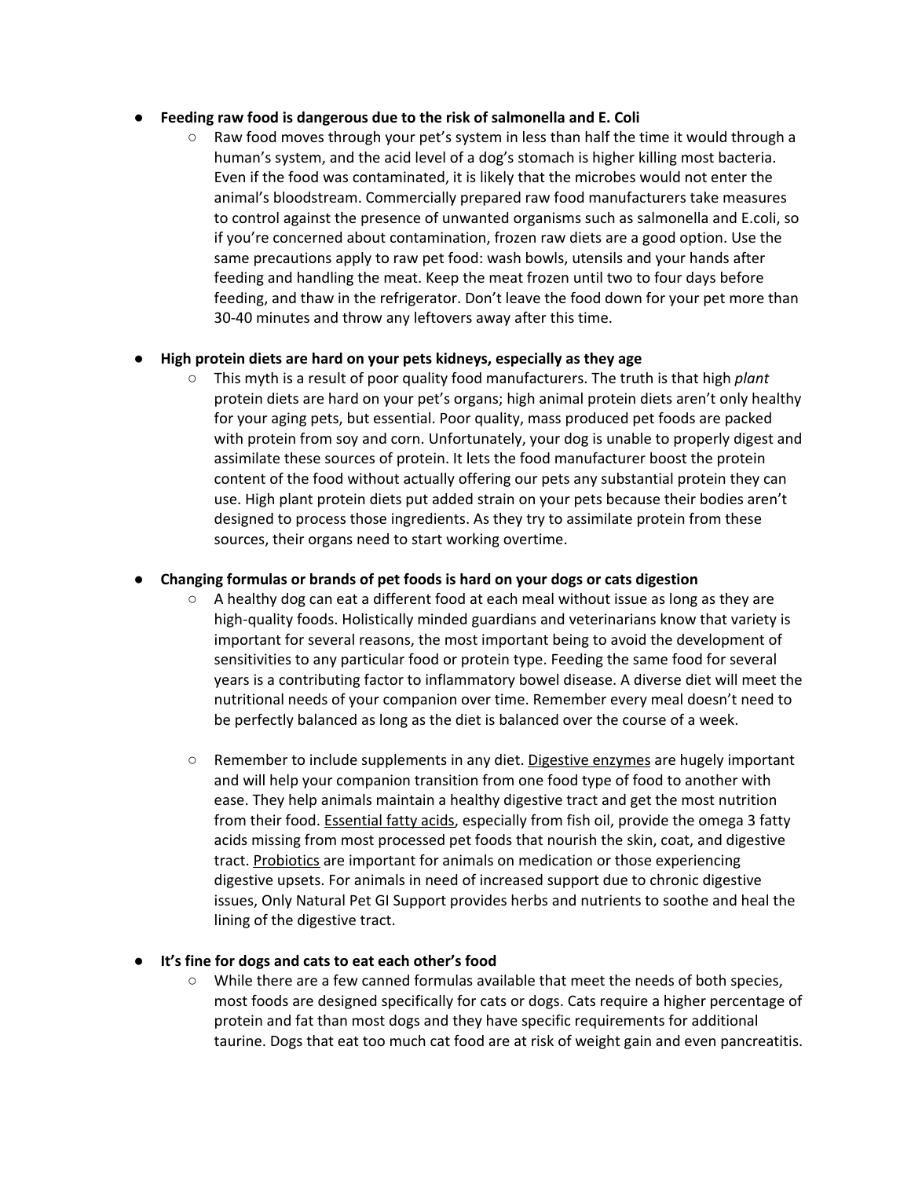- **Feeding raw food is dangerous due to the risk of salmonella and E. Coli**
  - Raw food moves through your pet's system in less than half the time it would through a human's system, and the acid level of a dog's stomach is higher killing most bacteria. Even if the food was contaminated, it is likely that the microbes would not enter the animal's bloodstream. Commercially prepared raw food manufacturers take measures to control against the presence of unwanted organisms such as salmonella and E.coli, so if you're concerned about contamination, frozen raw diets are a good option. Use the same precautions apply to raw pet food: wash bowls, utensils and your hands after feeding and handling the meat. Keep the meat frozen until two to four days before feeding, and thaw in the refrigerator. Don't leave the food down for your pet more than 30-40 minutes and throw any leftovers away after this time.

- **High protein diets are hard on your pets kidneys, especially as they age**
  - This myth is a result of poor quality food manufacturers. The truth is that high *plant* protein diets are hard on your pet's organs; high animal protein diets aren't only healthy for your aging pets, but essential. Poor quality, mass produced pet foods are packed with protein from soy and corn. Unfortunately, your dog is unable to properly digest and assimilate these sources of protein. It lets the food manufacturer boost the protein content of the food without actually offering our pets any substantial protein they can use. High plant protein diets put added strain on your pets because their bodies aren't designed to process those ingredients. As they try to assimilate protein from these sources, their organs need to start working overtime.

- **Changing formulas or brands of pet foods is hard on your dogs or cats digestion**
  - A healthy dog can eat a different food at each meal without issue as long as they are high-quality foods. Holistically minded guardians and veterinarians know that variety is important for several reasons, the most important being to avoid the development of sensitivities to any particular food or protein type. Feeding the same food for several years is a contributing factor to inflammatory bowel disease. A diverse diet will meet the nutritional needs of your companion over time. Remember every meal doesn't need to be perfectly balanced as long as the diet is balanced over the course of a week.

  - Remember to include supplements in any diet. Digestive enzymes are hugely important and will help your companion transition from one food type of food to another with ease. They help animals maintain a healthy digestive tract and get the most nutrition from their food. Essential fatty acids, especially from fish oil, provide the omega 3 fatty acids missing from most processed pet foods that nourish the skin, coat, and digestive tract. Probiotics are important for animals on medication or those experiencing digestive upsets. For animals in need of increased support due to chronic digestive issues, Only Natural Pet GI Support provides herbs and nutrients to soothe and heal the lining of the digestive tract.

- **It's fine for dogs and cats to eat each other's food**
  - While there are a few canned formulas available that meet the needs of both species, most foods are designed specifically for cats or dogs. Cats require a higher percentage of protein and fat than most dogs and they have specific requirements for additional taurine. Dogs that eat too much cat food are at risk of weight gain and even pancreatitis.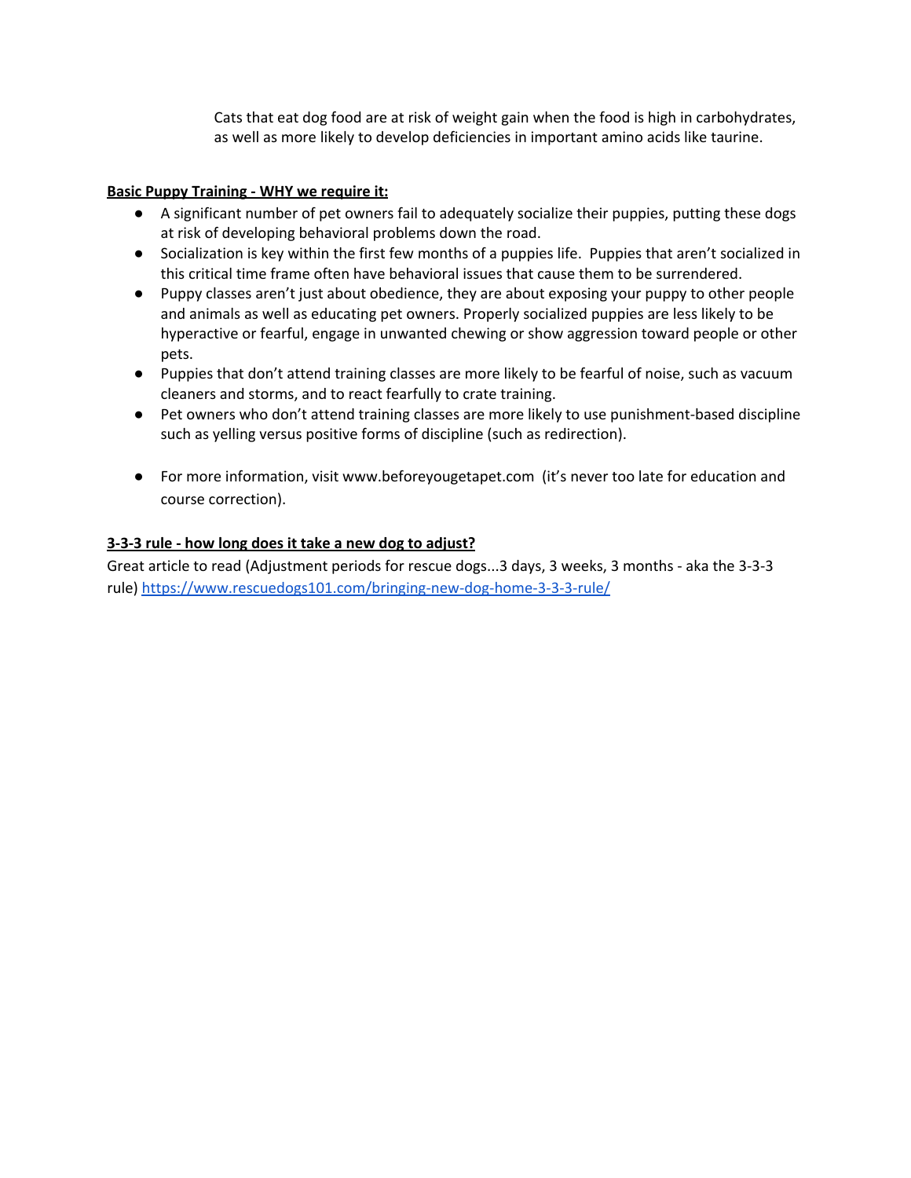Cats that eat dog food are at risk of weight gain when the food is high in carbohydrates, as well as more likely to develop deficiencies in important amino acids like taurine.

**Basic Puppy Training - WHY we require it:**

- A significant number of pet owners fail to adequately socialize their puppies, putting these dogs at risk of developing behavioral problems down the road.
- Socialization is key within the first few months of a puppies life. Puppies that aren't socialized in this critical time frame often have behavioral issues that cause them to be surrendered.
- Puppy classes aren't just about obedience, they are about exposing your puppy to other people and animals as well as educating pet owners. Properly socialized puppies are less likely to be hyperactive or fearful, engage in unwanted chewing or show aggression toward people or other pets.
- Puppies that don't attend training classes are more likely to be fearful of noise, such as vacuum cleaners and storms, and to react fearfully to crate training.
- Pet owners who don't attend training classes are more likely to use punishment-based discipline such as yelling versus positive forms of discipline (such as redirection).

- For more information, visit www.beforeyougetapet.com (it's never too late for education and course correction).

**3-3-3 rule - how long does it take a new dog to adjust?**

Great article to read (Adjustment periods for rescue dogs...3 days, 3 weeks, 3 months - aka the 3-3-3 rule) [https://www.rescuedogs101.com/bringing-new-dog-home-3-3-3-rule/](https://www.rescuedogs101.com/bringing-new-dog-home-3-3-3-rule/)